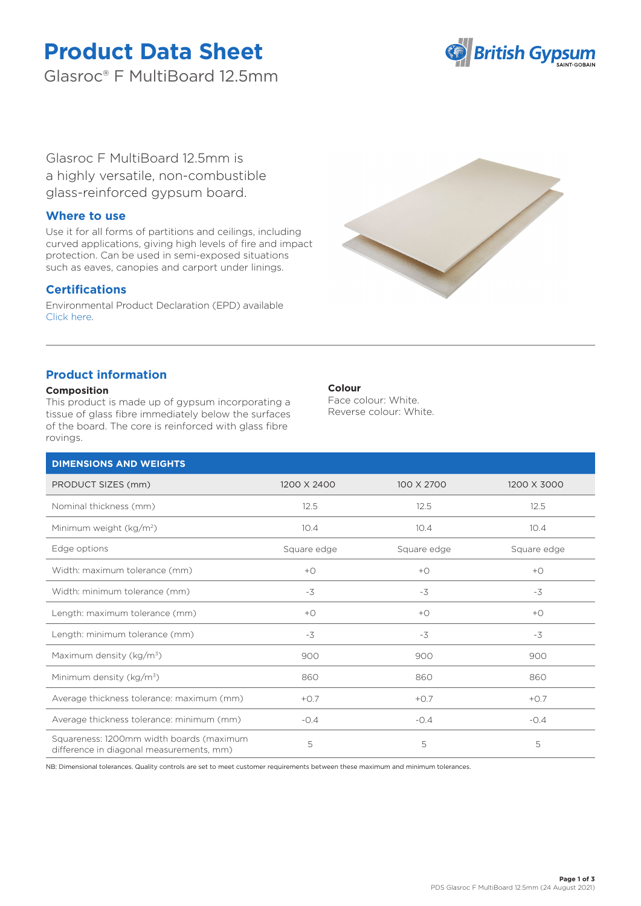# Product Data Sheet

Glasroc® F MultiBoard 12.5mm

Glasroc F MultiBoard 12.5mm is a highly versatile, non-combustible glass-reinforced gypsum board.

## Where to use

Use it for all forms of partitions and ceilings, including curved applications, giving high levels of fire and impact protection. Can be used in semi-exposed situations such as eaves, canopies and carport under linings.

## Certifications

Environmental Product Declaration (EPD) available Click here.

## Product information

**Composition**

This product is made up of gypsum incorporating a tissue of glass fibre immediately below the surfaces of the board. The core is reinforced with glass fibre rovings.

**Colour**

Face colour: White.
Reverse colour: White.

| DIMENSIONS AND WEIGHTS | | | |
|---|---|---|---|
| PRODUCT SIZES (mm) | 1200 X 2400 | 100 X 2700 | 1200 X 3000 |
| Nominal thickness (mm) | 12.5 | 12.5 | 12.5 |
| Minimum weight (kg/m²) | 10.4 | 10.4 | 10.4 |
| Edge options | Square edge | Square edge | Square edge |
| Width: maximum tolerance (mm) | +0 | +0 | +0 |
| Width: minimum tolerance (mm) | -3 | -3 | -3 |
| Length: maximum tolerance (mm) | +0 | +0 | +0 |
| Length: minimum tolerance (mm) | -3 | -3 | -3 |
| Maximum density (kg/m³) | 900 | 900 | 900 |
| Minimum density (kg/m³) | 860 | 860 | 860 |
| Average thickness tolerance: maximum (mm) | +0.7 | +0.7 | +0.7 |
| Average thickness tolerance: minimum (mm) | -0.4 | -0.4 | -0.4 |
| Squareness: 1200mm width boards (maximum difference in diagonal measurements, mm) | 5 | 5 | 5 |

NB: Dimensional tolerances. Quality controls are set to meet customer requirements between these maximum and minimum tolerances.

PDS Glasroc F MultiBoard 12.5mm (24 August 2021)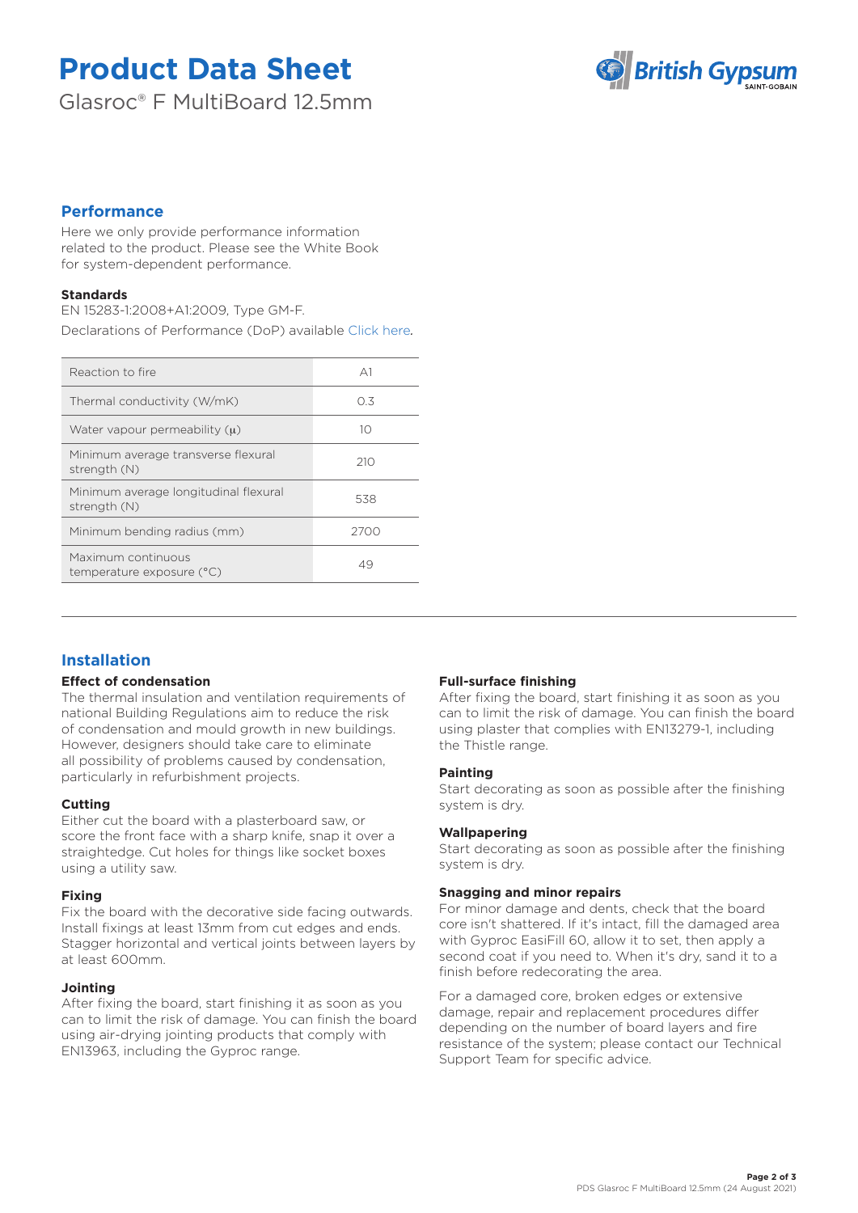# Product Data Sheet

Glasroc® F MultiBoard 12.5mm

## Performance

Here we only provide performance information related to the product. Please see the White Book for system-dependent performance.

### Standards

EN 15283-1:2008+A1:2009, Type GM-F.

Declarations of Performance (DoP) available Click here.

| Property | Value |
| --- | --- |
| Reaction to fire | A1 |
| Thermal conductivity (W/mK) | 0.3 |
| Water vapour permeability (μ) | 10 |
| Minimum average transverse flexural strength (N) | 210 |
| Minimum average longitudinal flexural strength (N) | 538 |
| Minimum bending radius (mm) | 2700 |
| Maximum continuous temperature exposure (°C) | 49 |

## Installation

### Effect of condensation

The thermal insulation and ventilation requirements of national Building Regulations aim to reduce the risk of condensation and mould growth in new buildings. However, designers should take care to eliminate all possibility of problems caused by condensation, particularly in refurbishment projects.

### Cutting

Either cut the board with a plasterboard saw, or score the front face with a sharp knife, snap it over a straightedge. Cut holes for things like socket boxes using a utility saw.

### Fixing

Fix the board with the decorative side facing outwards. Install fixings at least 13mm from cut edges and ends. Stagger horizontal and vertical joints between layers by at least 600mm.

### Jointing

After fixing the board, start finishing it as soon as you can to limit the risk of damage. You can finish the board using air-drying jointing products that comply with EN13963, including the Gyproc range.

### Full-surface finishing

After fixing the board, start finishing it as soon as you can to limit the risk of damage. You can finish the board using plaster that complies with EN13279-1, including the Thistle range.

### Painting

Start decorating as soon as possible after the finishing system is dry.

### Wallpapering

Start decorating as soon as possible after the finishing system is dry.

### Snagging and minor repairs

For minor damage and dents, check that the board core isn't shattered. If it's intact, fill the damaged area with Gyproc EasiFill 60, allow it to set, then apply a second coat if you need to. When it's dry, sand it to a finish before redecorating the area.

For a damaged core, broken edges or extensive damage, repair and replacement procedures differ depending on the number of board layers and fire resistance of the system; please contact our Technical Support Team for specific advice.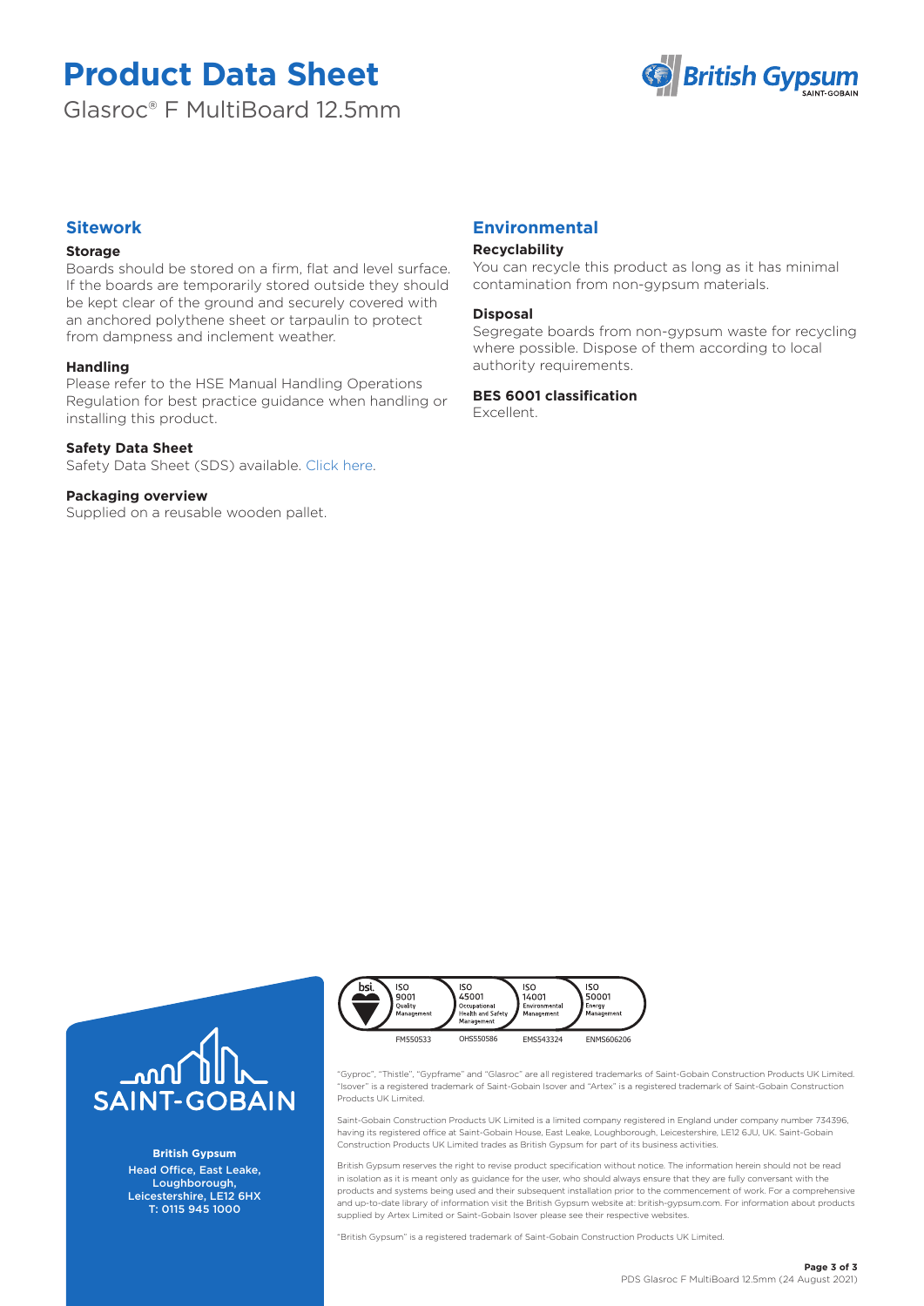# Product Data Sheet

Glasroc® F MultiBoard 12.5mm

## Sitework

### Storage

Boards should be stored on a firm, flat and level surface. If the boards are temporarily stored outside they should be kept clear of the ground and securely covered with an anchored polythene sheet or tarpaulin to protect from dampness and inclement weather.

### Handling

Please refer to the HSE Manual Handling Operations Regulation for best practice guidance when handling or installing this product.

### Safety Data Sheet

Safety Data Sheet (SDS) available. Click here.

### Packaging overview

Supplied on a reusable wooden pallet.

## Environmental

### Recyclability

You can recycle this product as long as it has minimal contamination from non-gypsum materials.

### Disposal

Segregate boards from non-gypsum waste for recycling where possible. Dispose of them according to local authority requirements.

### BES 6001 classification

Excellent.

ISO 9001 Quality Management FM550533
ISO 45001 Occupational Health and Safety Management OHS550586
ISO 14001 Environmental Management EMS543324
ISO 50001 Energy Management ENMS606206

"Gyproc", "Thistle", "Gypframe" and "Glasroc" are all registered trademarks of Saint-Gobain Construction Products UK Limited. "Isover" is a registered trademark of Saint-Gobain Isover and "Artex" is a registered trademark of Saint-Gobain Construction Products UK Limited.

Saint-Gobain Construction Products UK Limited is a limited company registered in England under company number 734396, having its registered office at Saint-Gobain House, East Leake, Loughborough, Leicestershire, LE12 6JU, UK. Saint-Gobain Construction Products UK Limited trades as British Gypsum for part of its business activities.

British Gypsum reserves the right to revise product specification without notice. The information herein should not be read in isolation as it is meant only as guidance for the user, who should always ensure that they are fully conversant with the products and systems being used and their subsequent installation prior to the commencement of work. For a comprehensive and up-to-date library of information visit the British Gypsum website at: british-gypsum.com. For information about products supplied by Artex Limited or Saint-Gobain Isover please see their respective websites.

"British Gypsum" is a registered trademark of Saint-Gobain Construction Products UK Limited.

**British Gypsum**
Head Office, East Leake, Loughborough, Leicestershire, LE12 6HX
T: 0115 945 1000

PDS Glasroc F MultiBoard 12.5mm (24 August 2021)